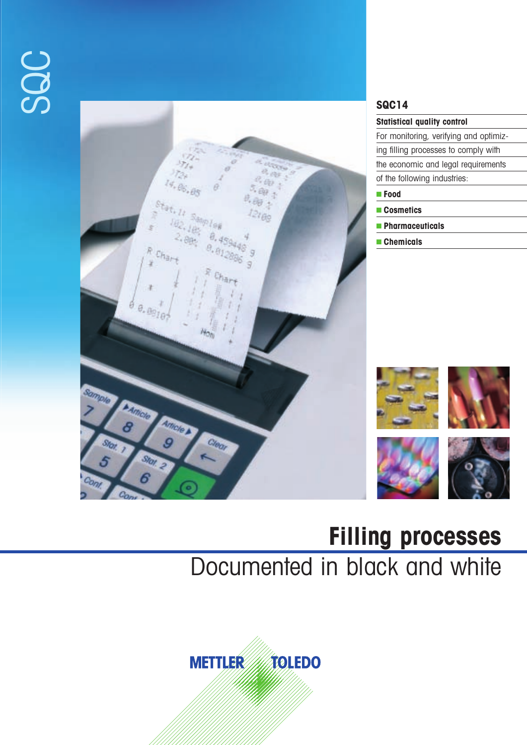SQC

## SQC14

**Statistical quality control**

For monitoring, verifying and optimizing filling processes to comply with the economic and legal requirements of the following industries:

- **Food**
- **Cosmetics**
- **Pharmaceuticals**
- **Chemicals**

# Filling processes

## Documented in black and white

METTLER TOLEDO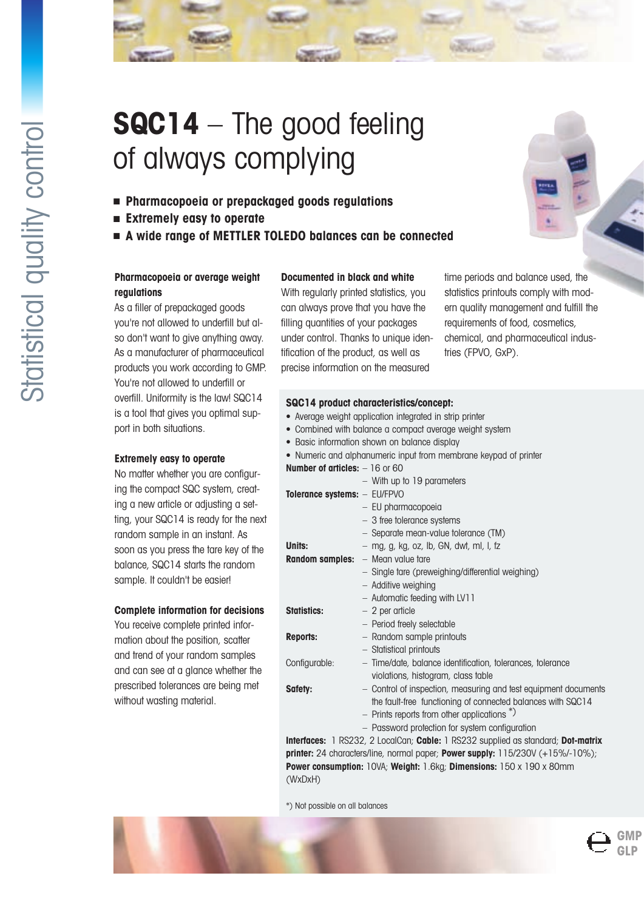Statistical quality control

# SQC14 – The good feeling of always complying

- **Pharmacopoeia or prepackaged goods regulations**
- **Extremely easy to operate**
- **A wide range of METTLER TOLEDO balances can be connected**

### Pharmacopoeia or average weight regulations

As a filler of prepackaged goods you're not allowed to underfill but also don't want to give anything away. As a manufacturer of pharmaceutical products you work according to GMP. You're not allowed to underfill or overfill. Uniformity is the law! SQC14 is a tool that gives you optimal support in both situations.

### Extremely easy to operate

No matter whether you are configuring the compact SQC system, creating a new article or adjusting a setting, your SQC14 is ready for the next random sample in an instant. As soon as you press the tare key of the balance, SQC14 starts the random sample. It couldn't be easier!

### Complete information for decisions

You receive complete printed information about the position, scatter and trend of your random samples and can see at a glance whether the prescribed tolerances are being met without wasting material.

### Documented in black and white

With regularly printed statistics, you can always prove that you have the filling quantities of your packages under control. Thanks to unique identification of the product, as well as precise information on the measured time periods and balance used, the statistics printouts comply with modern quality management and fulfill the requirements of food, cosmetics, chemical, and pharmaceutical industries (FPVO, GxP).

### SQC14 product characteristics/concept:

- Average weight application integrated in strip printer
- Combined with balance a compact average weight system
- Basic information shown on balance display
- Numeric and alphanumeric input from membrane keypad of printer

| | |
|---|---|
| **Number of articles:** | – 16 or 60 |
| | – With up to 19 parameters |
| **Tolerance systems:** | – EU/FPVO |
| | – EU pharmacopoeia |
| | – 3 free tolerance systems |
| | – Separate mean-value tolerance (TM) |
| **Units:** | – mg, g, kg, oz, lb, GN, dwt, ml, l, fz |
| **Random samples:** | – Mean value tare |
| | – Single tare (preweighing/differential weighing) |
| | – Additive weighing |
| | – Automatic feeding with LV11 |
| **Statistics:** | – 2 per article |
| | – Period freely selectable |
| **Reports:** | – Random sample printouts |
| | – Statistical printouts |
| Configurable: | – Time/date, balance identification, tolerances, tolerance violations, histogram, class table |
| **Safety:** | – Control of inspection, measuring and test equipment documents the fault-free functioning of connected balances with SQC14 |
| | – Prints reports from other applications *) |
| | – Password protection for system configuration |

**Interfaces:** 1 RS232, 2 LocalCan; **Cable:** 1 RS232 supplied as standard; **Dot-matrix printer:** 24 characters/line, normal paper; **Power supply:** 115/230V (+15%/-10%); **Power consumption:** 10VA; **Weight:** 1.6kg; **Dimensions:** 150 x 190 x 80mm (WxDxH)

*) Not possible on all balances

GMP
GLP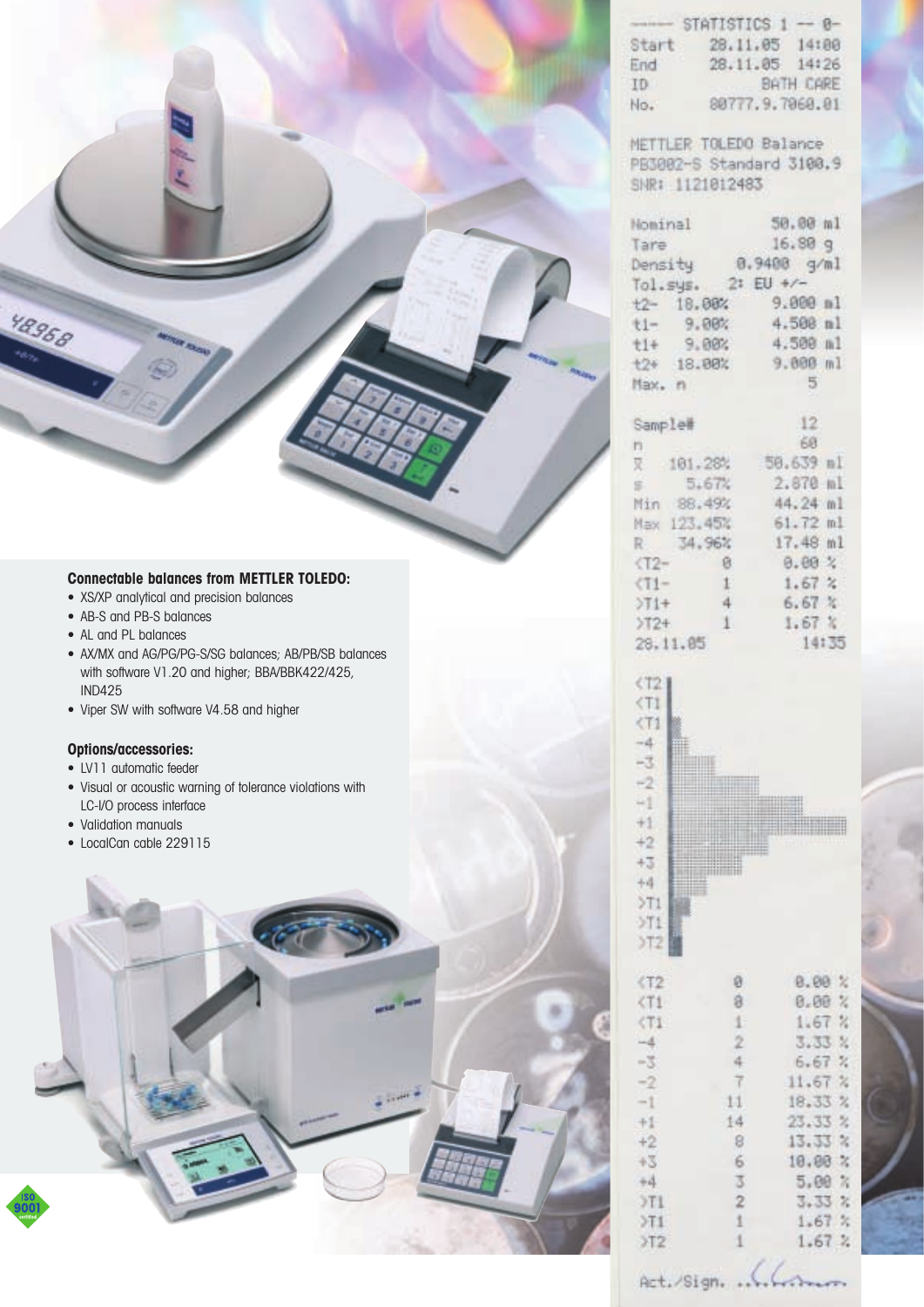**Connectable balances from METTLER TOLEDO:**

- XS/XP analytical and precision balances
- AB-S and PB-S balances
- AL and PL balances
- AX/MX and AG/PG/PG-S/SG balances; AB/PB/SB balances with software V1.20 and higher; BBA/BBK422/425, IND425
- Viper SW with software V4.58 and higher

**Options/accessories:**

- LV11 automatic feeder
- Visual or acoustic warning of tolerance violations with LC-I/O process interface
- Validation manuals
- LocalCan cable 229115

```
----- STATISTICS 1 -- 0-
Start       28.11.05  14:00
End         28.11.05  14:26
ID                BATH CARE
No.        80777.9.7060.01

METTLER TOLEDO Balance
PB3002-S Standard 3100.9
SNR: 1121012483

Nominal            50.00 ml
Tare               16.80 g
Density        0.9400  g/ml
Tol.sys.     2: EU +/-
t2-   18.00%      9.000 ml
t1-    9.00%      4.500 ml
t1+    9.00%      4.500 ml
t2+   18.00%      9.000 ml
Max. n                5

Sample#              12
n                    60
x̄    101.28%     50.639 ml
s      5.67%      2.870 ml
Min   88.49%      44.24 ml
Max  123.45%      61.72 ml
R     34.96%      17.48 ml
<T2-       0       0.00 %
<T1-       1       1.67 %
>T1+       4       6.67 %
>T2+       1       1.67 %
28.11.05              14:35

<T2        0       0.00 %
<T1        0       0.00 %
<T1        1       1.67 %
-4         2       3.33 %
-3         4       6.67 %
-2         7      11.67 %
-1        11      18.33 %
+1        14      23.33 %
+2         8      13.33 %
+3         6      10.00 %
+4         3       5.00 %
>T1        2       3.33 %
>T1        1       1.67 %
>T2        1       1.67 %

Act./Sign. ...
```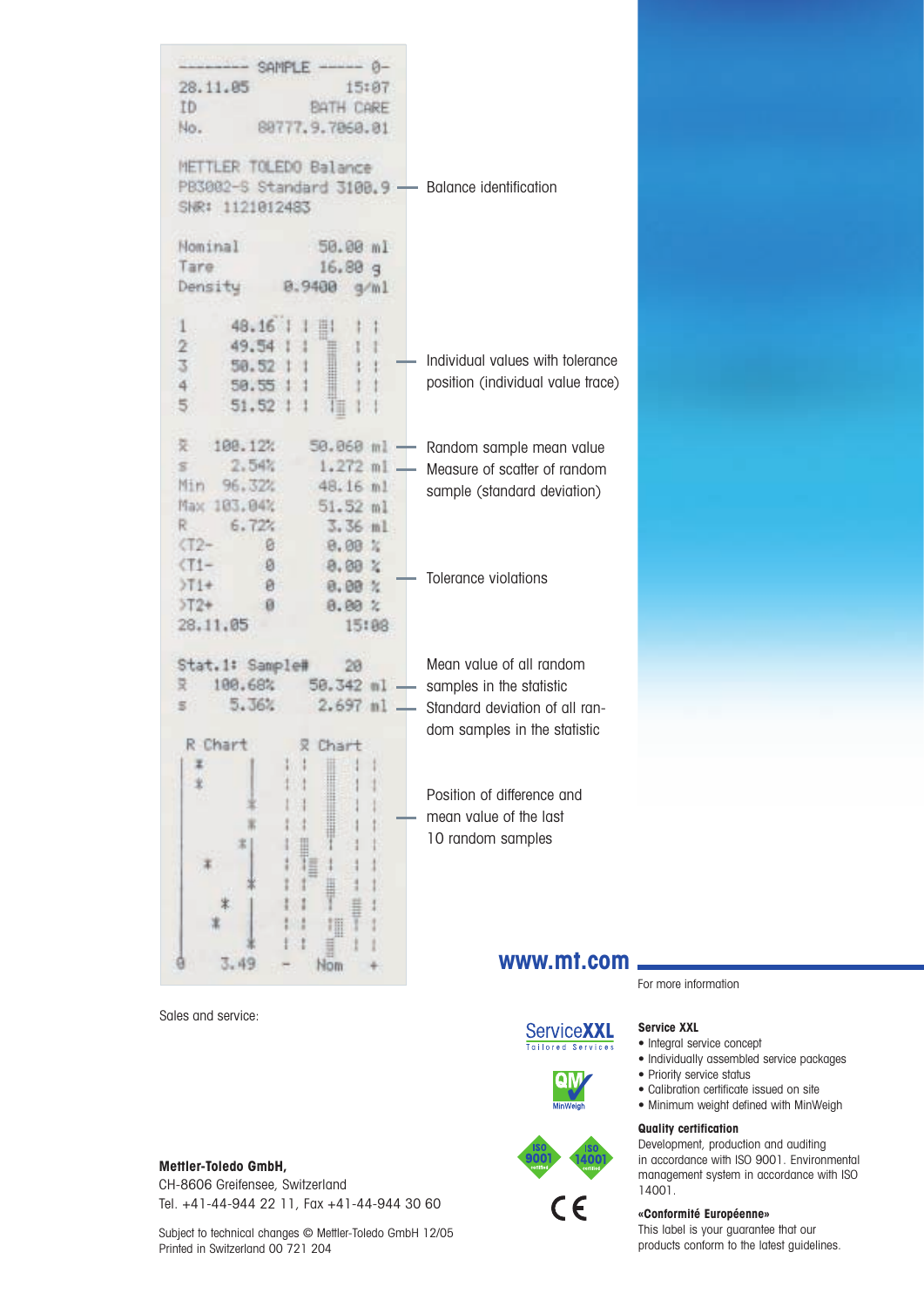```
--------- SAMPLE ------ 0-
28.11.05              15:07
ID                BATH CARE
No.          00777.9.7060.01

METTLER TOLEDO Balance
PB3002-S Standard 3100.9
SNR: 1121012483

Nominal            50.00 ml
Tare               16.80 g
Density        0.9400  g/ml

1      48.16
2      49.54
3      50.52
4      50.55
5      51.52

x̄    100.12%      50.060 ml
s      2.54%       1.272 ml
Min   96.32%       48.16 ml
Max  103.04%       51.52 ml
R      6.72%        3.36 ml
<T2-      0         0.00 %
<T1-      0         0.00 %
>T1+      0         0.00 %
>T2+      0         0.00 %
28.11.05              15:08

Stat.1: Sample#       20
x̄    100.68%      50.342 ml
s      5.36%       2.697 ml

R Chart         x̄ Chart

0    3.49     -   Nom   +
```

Balance identification

Individual values with tolerance position (individual value trace)

Random sample mean value

Measure of scatter of random sample (standard deviation)

Tolerance violations

Mean value of all random samples in the statistic

Standard deviation of all random samples in the statistic

Position of difference and mean value of the last 10 random samples

**www.mt.com**

For more information

Sales and service:

**Mettler-Toledo GmbH,**
CH-8606 Greifensee, Switzerland
Tel. +41-44-944 22 11, Fax +41-44-944 30 60

Subject to technical changes © Mettler-Toledo GmbH 12/05
Printed in Switzerland 00 721 204

ServiceXXL Tailored Services

QM MinWeigh

ISO 9001 certified

ISO 14001 certified

CE

**Service XXL**
- Integral service concept
- Individually assembled service packages
- Priority service status
- Calibration certificate issued on site
- Minimum weight defined with MinWeigh

**Quality certification**
Development, production and auditing in accordance with ISO 9001. Environmental management system in accordance with ISO 14001.

**«Conformité Européenne»**
This label is your guarantee that our products conform to the latest guidelines.